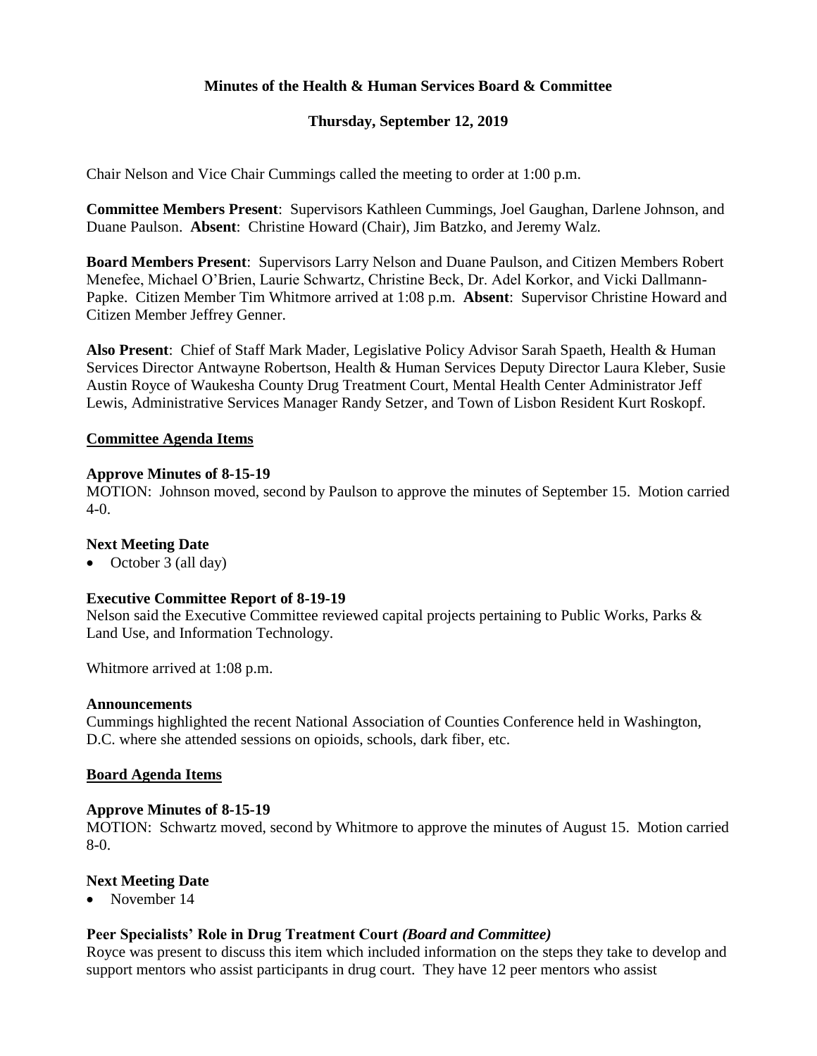# Minutes of the Health & Human Services Board & Committee

## Thursday, September 12, 2019

Chair Nelson and Vice Chair Cummings called the meeting to order at 1:00 p.m.

**Committee Members Present**: Supervisors Kathleen Cummings, Joel Gaughan, Darlene Johnson, and Duane Paulson. **Absent**: Christine Howard (Chair), Jim Batzko, and Jeremy Walz.

**Board Members Present**: Supervisors Larry Nelson and Duane Paulson, and Citizen Members Robert Menefee, Michael O'Brien, Laurie Schwartz, Christine Beck, Dr. Adel Korkor, and Vicki Dallmann-Papke. Citizen Member Tim Whitmore arrived at 1:08 p.m. **Absent**: Supervisor Christine Howard and Citizen Member Jeffrey Genner.

**Also Present**: Chief of Staff Mark Mader, Legislative Policy Advisor Sarah Spaeth, Health & Human Services Director Antwayne Robertson, Health & Human Services Deputy Director Laura Kleber, Susie Austin Royce of Waukesha County Drug Treatment Court, Mental Health Center Administrator Jeff Lewis, Administrative Services Manager Randy Setzer, and Town of Lisbon Resident Kurt Roskopf.

**Committee Agenda Items**

**Approve Minutes of 8-15-19**

MOTION: Johnson moved, second by Paulson to approve the minutes of September 15. Motion carried 4-0.

**Next Meeting Date**

- October 3 (all day)

**Executive Committee Report of 8-19-19**

Nelson said the Executive Committee reviewed capital projects pertaining to Public Works, Parks & Land Use, and Information Technology.

Whitmore arrived at 1:08 p.m.

**Announcements**

Cummings highlighted the recent National Association of Counties Conference held in Washington, D.C. where she attended sessions on opioids, schools, dark fiber, etc.

**Board Agenda Items**

**Approve Minutes of 8-15-19**

MOTION: Schwartz moved, second by Whitmore to approve the minutes of August 15. Motion carried 8-0.

**Next Meeting Date**

- November 14

**Peer Specialists' Role in Drug Treatment Court** ***(Board and Committee)***

Royce was present to discuss this item which included information on the steps they take to develop and support mentors who assist participants in drug court. They have 12 peer mentors who assist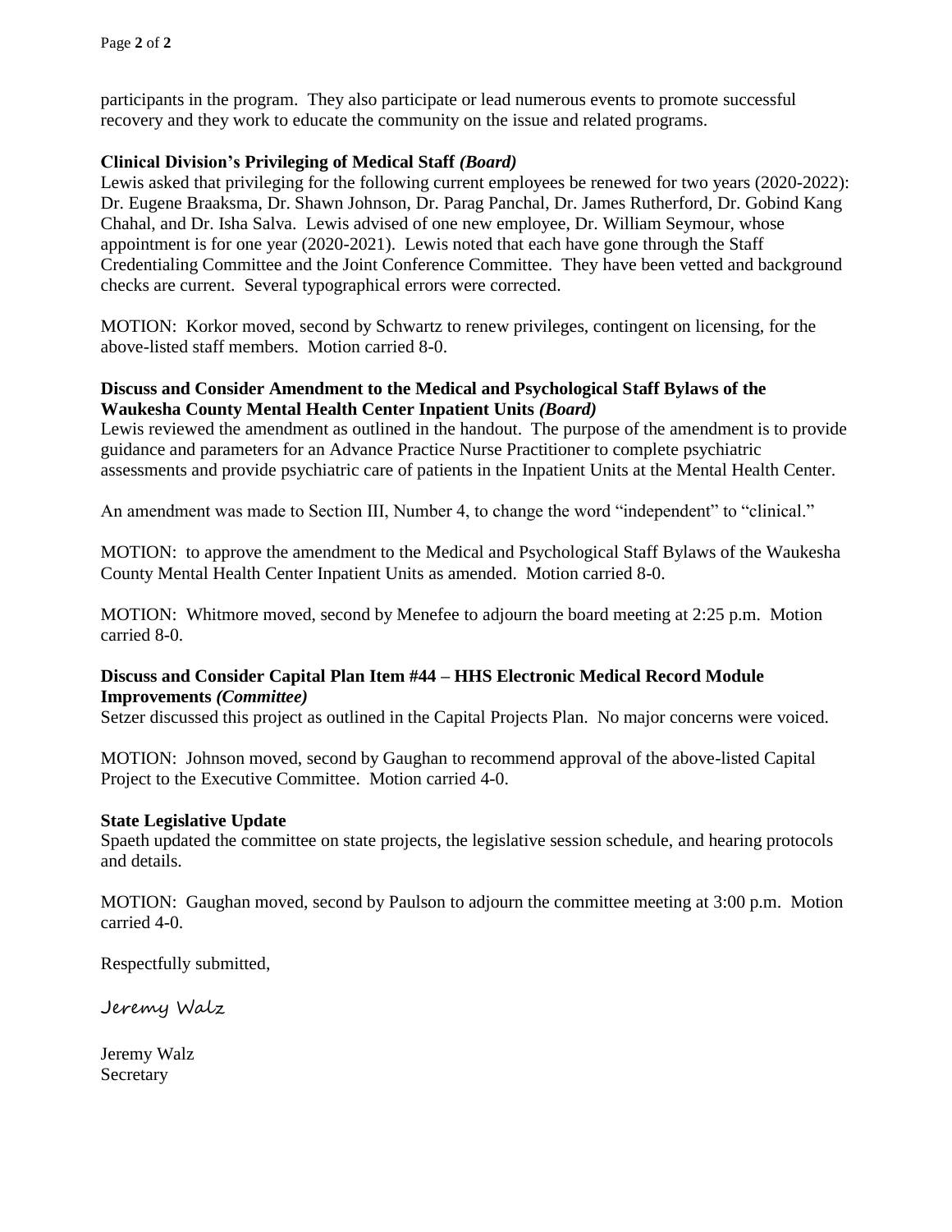participants in the program. They also participate or lead numerous events to promote successful recovery and they work to educate the community on the issue and related programs.

**Clinical Division's Privileging of Medical Staff** ***(Board)***

Lewis asked that privileging for the following current employees be renewed for two years (2020-2022): Dr. Eugene Braaksma, Dr. Shawn Johnson, Dr. Parag Panchal, Dr. James Rutherford, Dr. Gobind Kang Chahal, and Dr. Isha Salva. Lewis advised of one new employee, Dr. William Seymour, whose appointment is for one year (2020-2021). Lewis noted that each have gone through the Staff Credentialing Committee and the Joint Conference Committee. They have been vetted and background checks are current. Several typographical errors were corrected.

MOTION: Korkor moved, second by Schwartz to renew privileges, contingent on licensing, for the above-listed staff members. Motion carried 8-0.

**Discuss and Consider Amendment to the Medical and Psychological Staff Bylaws of the Waukesha County Mental Health Center Inpatient Units** ***(Board)***

Lewis reviewed the amendment as outlined in the handout. The purpose of the amendment is to provide guidance and parameters for an Advance Practice Nurse Practitioner to complete psychiatric assessments and provide psychiatric care of patients in the Inpatient Units at the Mental Health Center.

An amendment was made to Section III, Number 4, to change the word "independent" to "clinical."

MOTION: to approve the amendment to the Medical and Psychological Staff Bylaws of the Waukesha County Mental Health Center Inpatient Units as amended. Motion carried 8-0.

MOTION: Whitmore moved, second by Menefee to adjourn the board meeting at 2:25 p.m. Motion carried 8-0.

**Discuss and Consider Capital Plan Item #44 – HHS Electronic Medical Record Module Improvements** ***(Committee)***

Setzer discussed this project as outlined in the Capital Projects Plan. No major concerns were voiced.

MOTION: Johnson moved, second by Gaughan to recommend approval of the above-listed Capital Project to the Executive Committee. Motion carried 4-0.

**State Legislative Update**

Spaeth updated the committee on state projects, the legislative session schedule, and hearing protocols and details.

MOTION: Gaughan moved, second by Paulson to adjourn the committee meeting at 3:00 p.m. Motion carried 4-0.

Respectfully submitted,

Jeremy Walz

Jeremy Walz
Secretary